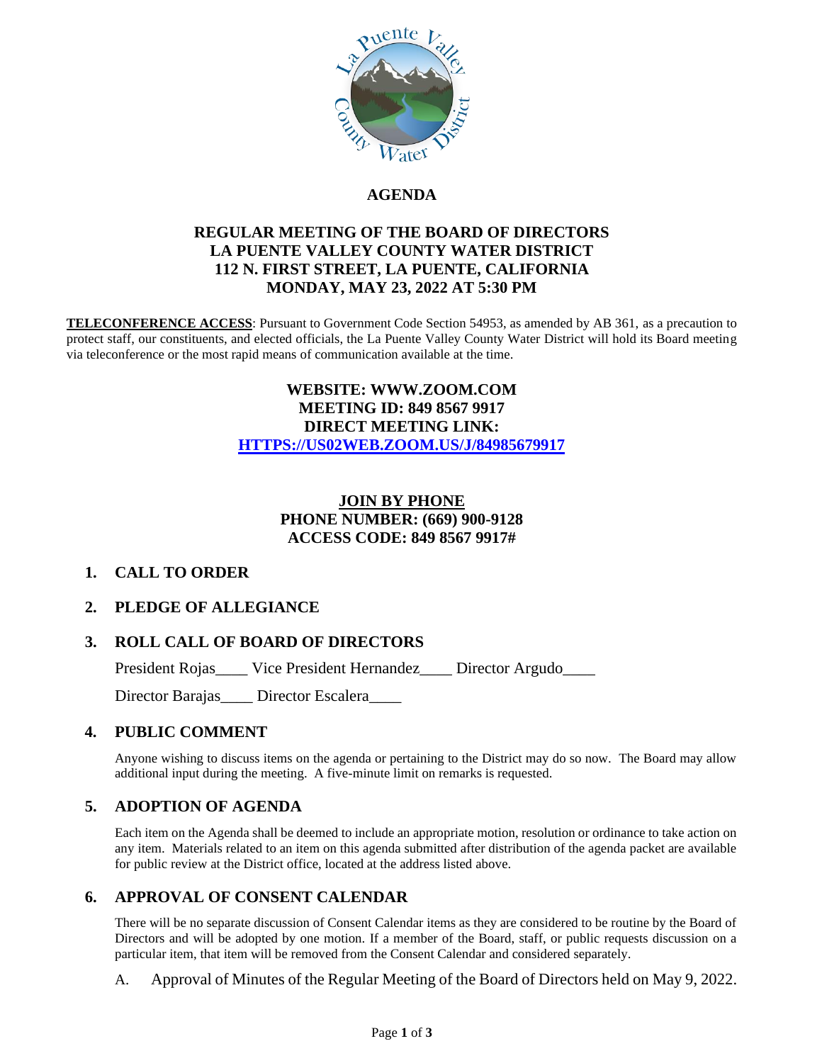# AGENDA

## REGULAR MEETING OF THE BOARD OF DIRECTORS
## LA PUENTE VALLEY COUNTY WATER DISTRICT
## 112 N. FIRST STREET, LA PUENTE, CALIFORNIA
## MONDAY, MAY 23, 2022 AT 5:30 PM

**TELECONFERENCE ACCESS**: Pursuant to Government Code Section 54953, as amended by AB 361, as a precaution to protect staff, our constituents, and elected officials, the La Puente Valley County Water District will hold its Board meeting via teleconference or the most rapid means of communication available at the time.

**WEBSITE: WWW.ZOOM.COM**
**MEETING ID: 849 8567 9917**
**DIRECT MEETING LINK:**
**[HTTPS://US02WEB.ZOOM.US/J/84985679917](HTTPS://US02WEB.ZOOM.US/J/84985679917)**

**JOIN BY PHONE**
**PHONE NUMBER: (669) 900-9128**
**ACCESS CODE: 849 8567 9917#**

## 1. CALL TO ORDER

## 2. PLEDGE OF ALLEGIANCE

## 3. ROLL CALL OF BOARD OF DIRECTORS

President Rojas____ Vice President Hernandez____ Director Argudo____

Director Barajas____ Director Escalera____

## 4. PUBLIC COMMENT

Anyone wishing to discuss items on the agenda or pertaining to the District may do so now. The Board may allow additional input during the meeting. A five-minute limit on remarks is requested.

## 5. ADOPTION OF AGENDA

Each item on the Agenda shall be deemed to include an appropriate motion, resolution or ordinance to take action on any item. Materials related to an item on this agenda submitted after distribution of the agenda packet are available for public review at the District office, located at the address listed above.

## 6. APPROVAL OF CONSENT CALENDAR

There will be no separate discussion of Consent Calendar items as they are considered to be routine by the Board of Directors and will be adopted by one motion. If a member of the Board, staff, or public requests discussion on a particular item, that item will be removed from the Consent Calendar and considered separately.

A. Approval of Minutes of the Regular Meeting of the Board of Directors held on May 9, 2022.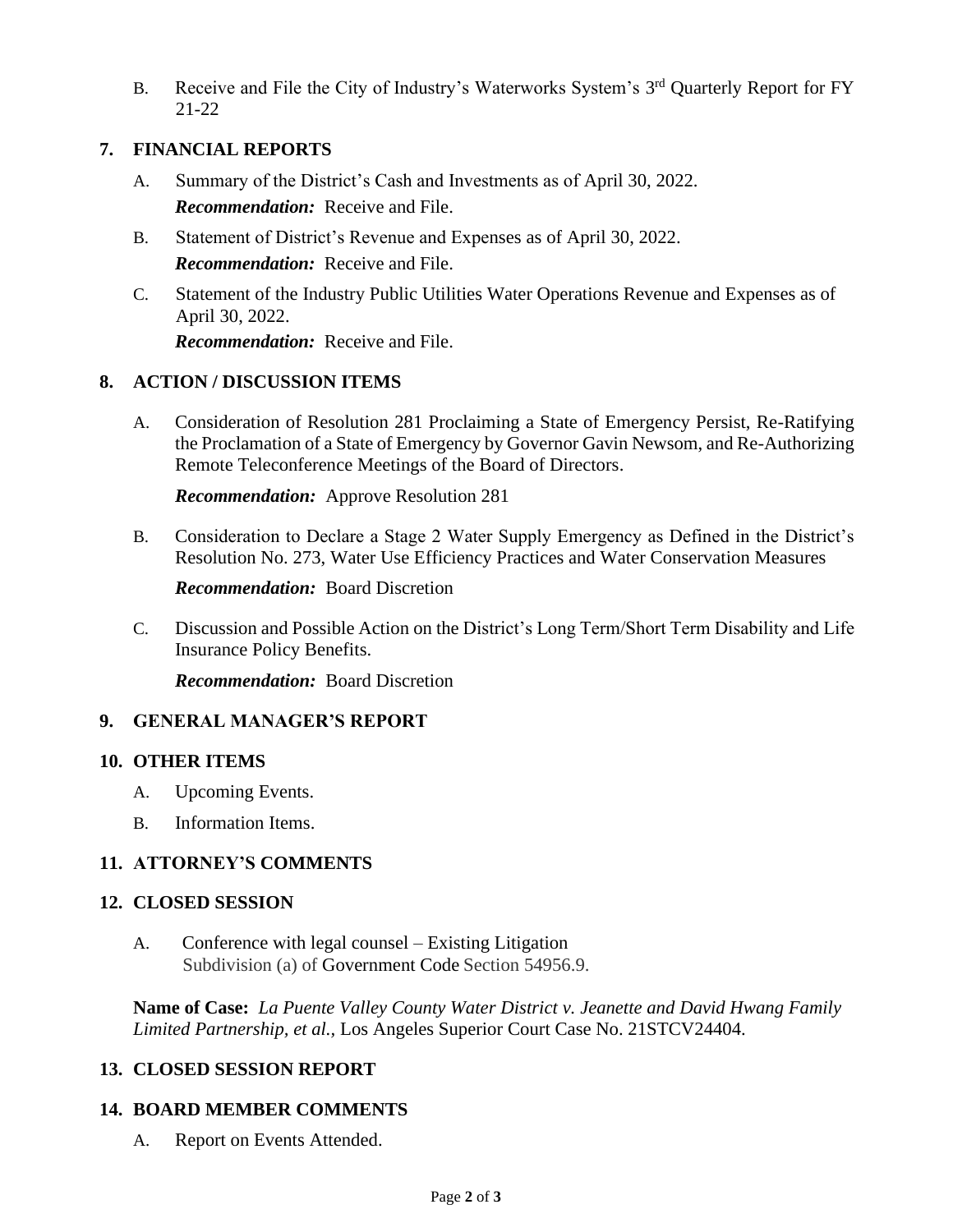B. Receive and File the City of Industry's Waterworks System's 3rd Quarterly Report for FY 21-22

## 7. FINANCIAL REPORTS

A. Summary of the District's Cash and Investments as of April 30, 2022.
***Recommendation:*** Receive and File.

B. Statement of District's Revenue and Expenses as of April 30, 2022.
***Recommendation:*** Receive and File.

C. Statement of the Industry Public Utilities Water Operations Revenue and Expenses as of April 30, 2022.
***Recommendation:*** Receive and File.

## 8. ACTION / DISCUSSION ITEMS

A. Consideration of Resolution 281 Proclaiming a State of Emergency Persist, Re-Ratifying the Proclamation of a State of Emergency by Governor Gavin Newsom, and Re-Authorizing Remote Teleconference Meetings of the Board of Directors.

***Recommendation:*** Approve Resolution 281

B. Consideration to Declare a Stage 2 Water Supply Emergency as Defined in the District's Resolution No. 273, Water Use Efficiency Practices and Water Conservation Measures

***Recommendation:*** Board Discretion

C. Discussion and Possible Action on the District's Long Term/Short Term Disability and Life Insurance Policy Benefits.

***Recommendation:*** Board Discretion

## 9. GENERAL MANAGER'S REPORT

## 10. OTHER ITEMS

A. Upcoming Events.

B. Information Items.

## 11. ATTORNEY'S COMMENTS

## 12. CLOSED SESSION

A. Conference with legal counsel – Existing Litigation
Subdivision (a) of Government Code Section 54956.9.

**Name of Case:** *La Puente Valley County Water District v. Jeanette and David Hwang Family Limited Partnership, et al.,* Los Angeles Superior Court Case No. 21STCV24404.

## 13. CLOSED SESSION REPORT

## 14. BOARD MEMBER COMMENTS

A. Report on Events Attended.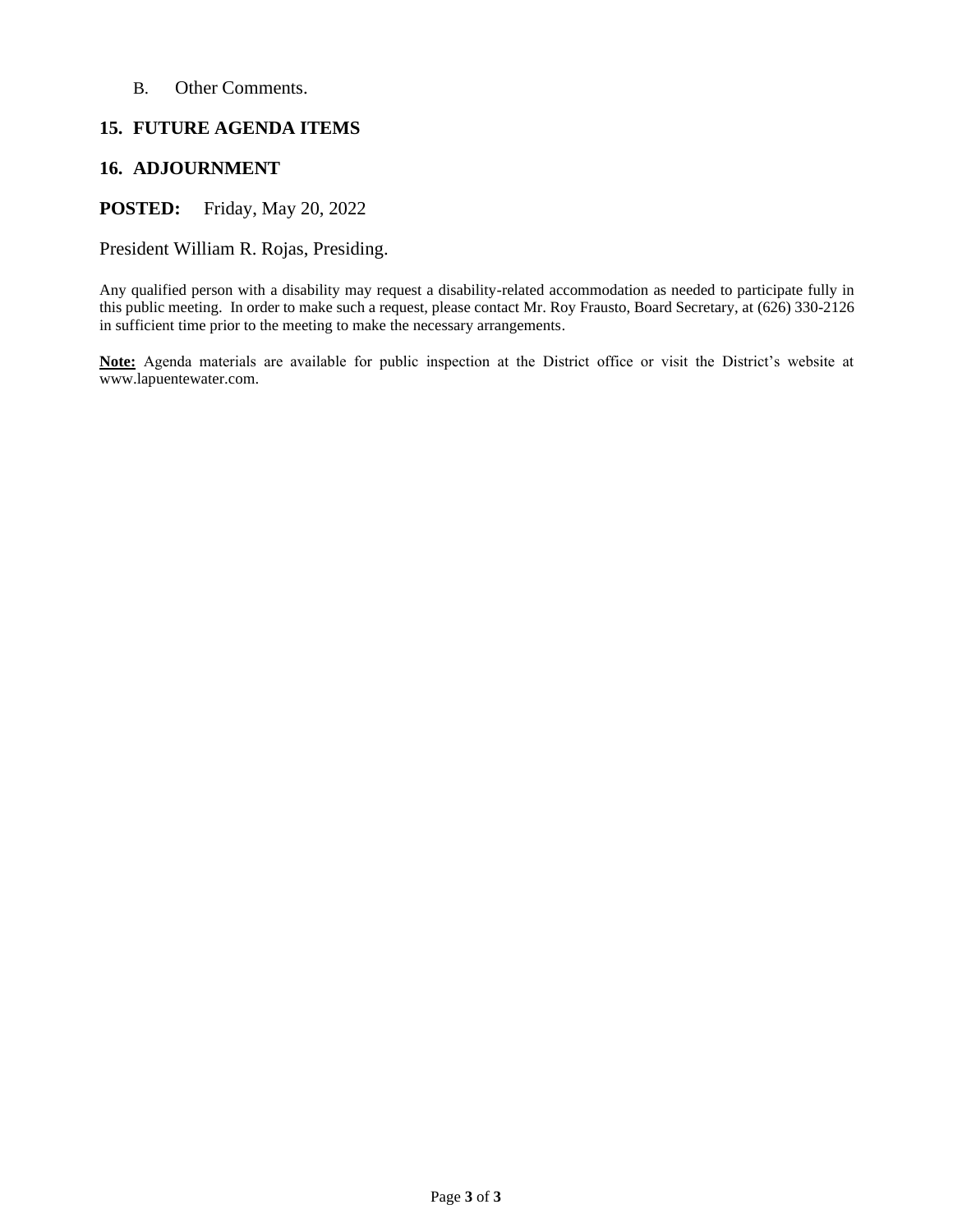B. Other Comments.

## 15. FUTURE AGENDA ITEMS

## 16. ADJOURNMENT

**POSTED:** Friday, May 20, 2022

President William R. Rojas, Presiding.

Any qualified person with a disability may request a disability-related accommodation as needed to participate fully in this public meeting. In order to make such a request, please contact Mr. Roy Frausto, Board Secretary, at (626) 330-2126 in sufficient time prior to the meeting to make the necessary arrangements.

**Note:** Agenda materials are available for public inspection at the District office or visit the District's website at www.lapuentewater.com.